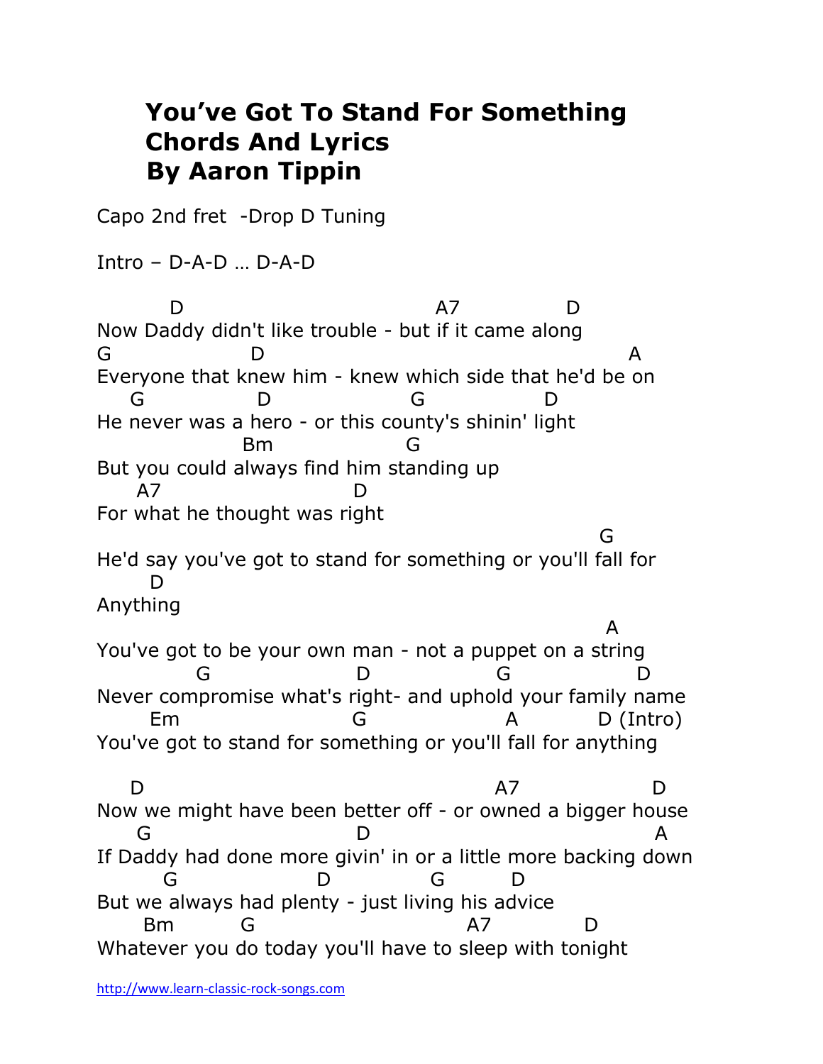# You've Got To Stand For Something Chords And Lyrics By Aaron Tippin

Capo 2nd fret -Drop D Tuning

Intro – D-A-D … D-A-D

```
        D                           A7           D
Now Daddy didn't like trouble - but if it came along
G               D                                     A
Everyone that knew him - knew which side that he'd be on
   G           D              G           D
He never was a hero - or this county's shinin' light
                 Bm             G
But you could always find him standing up
     A7                   D
For what he thought was right
                                                        G
He'd say you've got to stand for something or you'll fall for
      D
Anything
                                                         A
You've got to be your own man - not a puppet on a string
          G                 D              G              D
Never compromise what's right- and uphold your family name
      Em                   G                 A          D (Intro)
You've got to stand for something or you'll fall for anything

   D                                           A7              D
Now we might have been better off - or owned a bigger house
   G                        D                                   A
If Daddy had done more givin' in or a little more backing down
      G                D            G        D
But we always had plenty - just living his advice
     Bm        G                          A7           D
Whatever you do today you'll have to sleep with tonight
```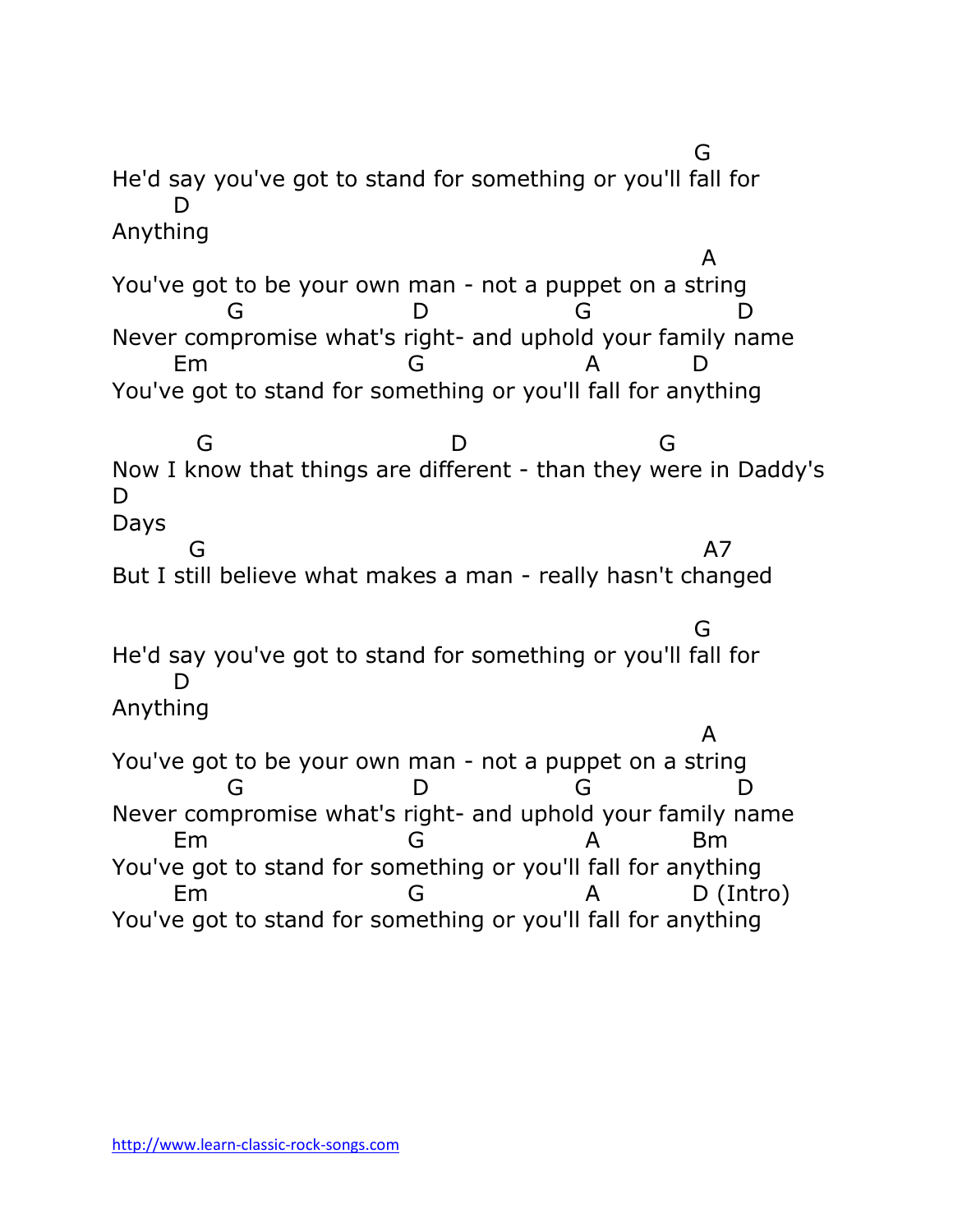```
                                                      G
He'd say you've got to stand for something or you'll fall for
      D
Anything
                                                       A
You've got to be your own man - not a puppet on a string
          G                D              G             D
Never compromise what's right- and uphold your family name
      Em                 G                A          D
You've got to stand for something or you'll fall for anything

        G                          D                  G
Now I know that things are different - than they were in Daddy's
D
Days
       G                                                A7
But I still believe what makes a man - really hasn't changed

                                                      G
He'd say you've got to stand for something or you'll fall for
      D
Anything
                                                       A
You've got to be your own man - not a puppet on a string
          G                D              G             D
Never compromise what's right- and uphold your family name
      Em                 G                A          Bm
You've got to stand for something or you'll fall for anything
      Em                 G                A          D (Intro)
You've got to stand for something or you'll fall for anything
```

http://www.learn-classic-rock-songs.com